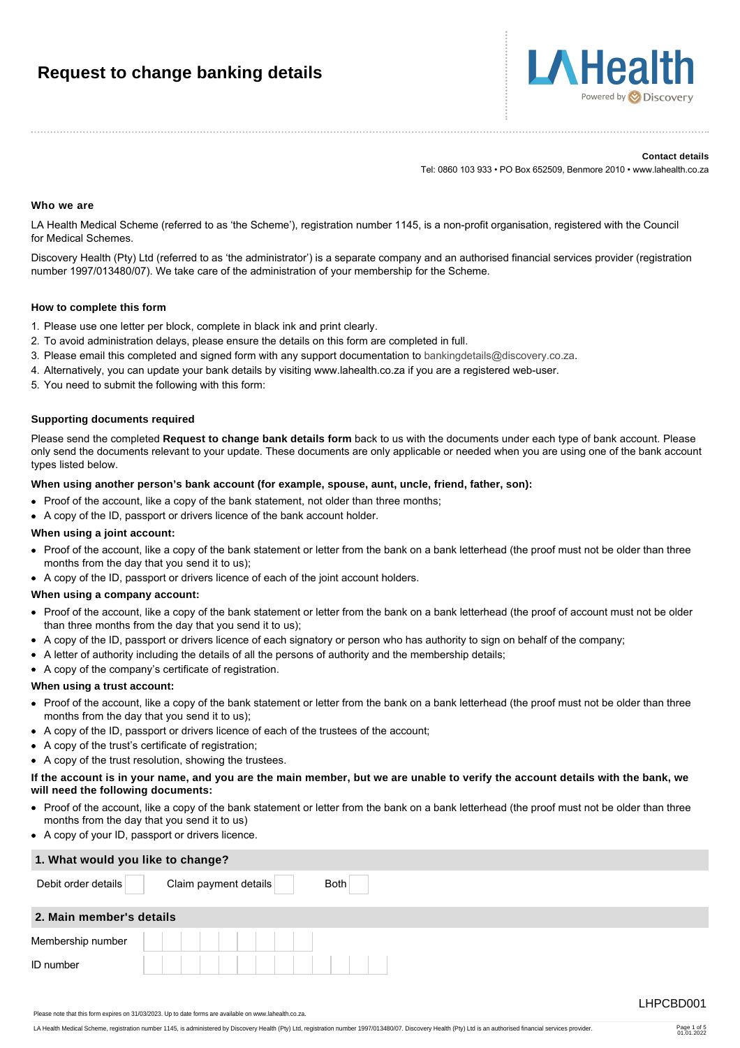# Request to change banking details

LA Health Powered by Discovery

**Contact details**

Tel: 0860 103 933 • PO Box 652509, Benmore 2010 • www.lahealth.co.za

### Who we are

LA Health Medical Scheme (referred to as 'the Scheme'), registration number 1145, is a non-profit organisation, registered with the Council for Medical Schemes.

Discovery Health (Pty) Ltd (referred to as 'the administrator') is a separate company and an authorised financial services provider (registration number 1997/013480/07). We take care of the administration of your membership for the Scheme.

### How to complete this form

1. Please use one letter per block, complete in black ink and print clearly.
2. To avoid administration delays, please ensure the details on this form are completed in full.
3. Please email this completed and signed form with any support documentation to bankingdetails@discovery.co.za.
4. Alternatively, you can update your bank details by visiting www.lahealth.co.za if you are a registered web-user.
5. You need to submit the following with this form:

### Supporting documents required

Please send the completed **Request to change bank details form** back to us with the documents under each type of bank account. Please only send the documents relevant to your update. These documents are only applicable or needed when you are using one of the bank account types listed below.

**When using another person's bank account (for example, spouse, aunt, uncle, friend, father, son):**

- Proof of the account, like a copy of the bank statement, not older than three months;
- A copy of the ID, passport or drivers licence of the bank account holder.

**When using a joint account:**

- Proof of the account, like a copy of the bank statement or letter from the bank on a bank letterhead (the proof must not be older than three months from the day that you send it to us);
- A copy of the ID, passport or drivers licence of each of the joint account holders.

**When using a company account:**

- Proof of the account, like a copy of the bank statement or letter from the bank on a bank letterhead (the proof of account must not be older than three months from the day that you send it to us);
- A copy of the ID, passport or drivers licence of each signatory or person who has authority to sign on behalf of the company;
- A letter of authority including the details of all the persons of authority and the membership details;
- A copy of the company's certificate of registration.

**When using a trust account:**

- Proof of the account, like a copy of the bank statement or letter from the bank on a bank letterhead (the proof must not be older than three months from the day that you send it to us);
- A copy of the ID, passport or drivers licence of each of the trustees of the account;
- A copy of the trust's certificate of registration;
- A copy of the trust resolution, showing the trustees.

**If the account is in your name, and you are the main member, but we are unable to verify the account details with the bank, we will need the following documents:**

- Proof of the account, like a copy of the bank statement or letter from the bank on a bank letterhead (the proof must not be older than three months from the day that you send it to us)
- A copy of your ID, passport or drivers licence.

### 1. What would you like to change?

Debit order details ☐  Claim payment details ☐  Both ☐

### 2. Main member's details

| Membership number | | | | | | | | | |
|---|---|---|---|---|---|---|---|---|---|

| ID number | | | | | | | | | | | | | |
|---|---|---|---|---|---|---|---|---|---|---|---|---|---|

LHPCBD001

Please note that this form expires on 31/03/2023. Up to date forms are available on www.lahealth.co.za.

LA Health Medical Scheme, registration number 1145, is administered by Discovery Health (Pty) Ltd, registration number 1997/013480/07. Discovery Health (Pty) Ltd is an authorised financial services provider.

01.01.2022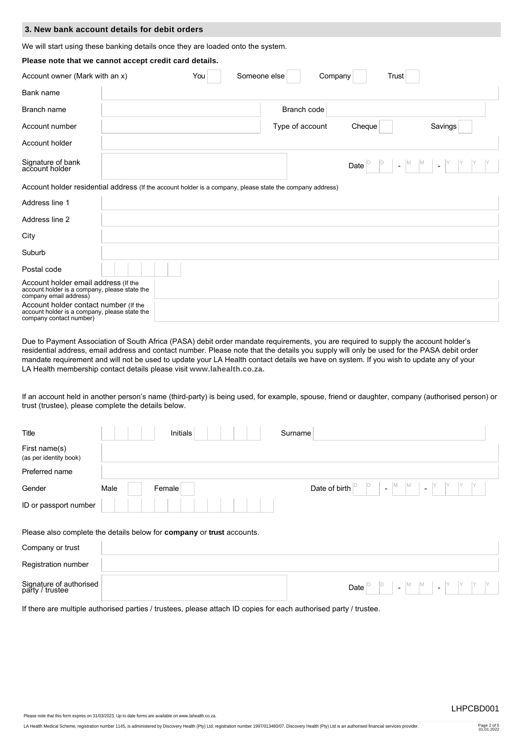## 3. New bank account details for debit orders

We will start using these banking details once they are loaded onto the system.

**Please note that we cannot accept credit card details.**

| Account owner (Mark with an x) | You | Someone else | Company | Trust |
|---|---|---|---|---|

| | | | |
|---|---|---|---|
| Bank name | | | |
| Branch name | | Branch code | |
| Account number | | Type of account | Cheque / Savings |
| Account holder | | | |
| Signature of bank account holder | | Date | DD - MM - YYYY |

Account holder residential address (If the account holder is a company, please state the company address)

| | |
|---|---|
| Address line 1 | |
| Address line 2 | |
| City | |
| Suburb | |
| Postal code | |
| Account holder email address (If the account holder is a company, please state the company email address) | |
| Account holder contact number (If the account holder is a company, please state the company contact number) | |

Due to Payment Association of South Africa (PASA) debit order mandate requirements, you are required to supply the account holder's residential address, email address and contact number. Please note that the details you supply will only be used for the PASA debit order mandate requirement and will not be used to update your LA Health contact details we have on system. If you wish to update any of your LA Health membership contact details please visit **www.lahealth.co.za.**

If an account held in another person's name (third-party) is being used, for example, spouse, friend or daughter, company (authorised person) or trust (trustee), please complete the details below.

| | | | |
|---|---|---|---|
| Title | | Initials | |
| Surname | | | |
| First name(s) (as per identity book) | | | |
| Preferred name | | | |
| Gender | Male / Female | Date of birth | DD - MM - YYYY |
| ID or passport number | | | |

Please also complete the details below for **company** or **trust** accounts.

| | | | |
|---|---|---|---|
| Company or trust | | | |
| Registration number | | | |
| Signature of authorised party / trustee | | Date | DD - MM - YYYY |

If there are multiple authorised parties / trustees, please attach ID copies for each authorised party / trustee.

Please note that this form expires on 31/03/2023. Up to date forms are available on www.lahealth.co.za.

LHPCBD001

LA Health Medical Scheme, registration number 1145, is administered by Discovery Health (Pty) Ltd, registration number 1997/013480/07. Discovery Health (Pty) Ltd is an authorised financial services provider.

01.01.2022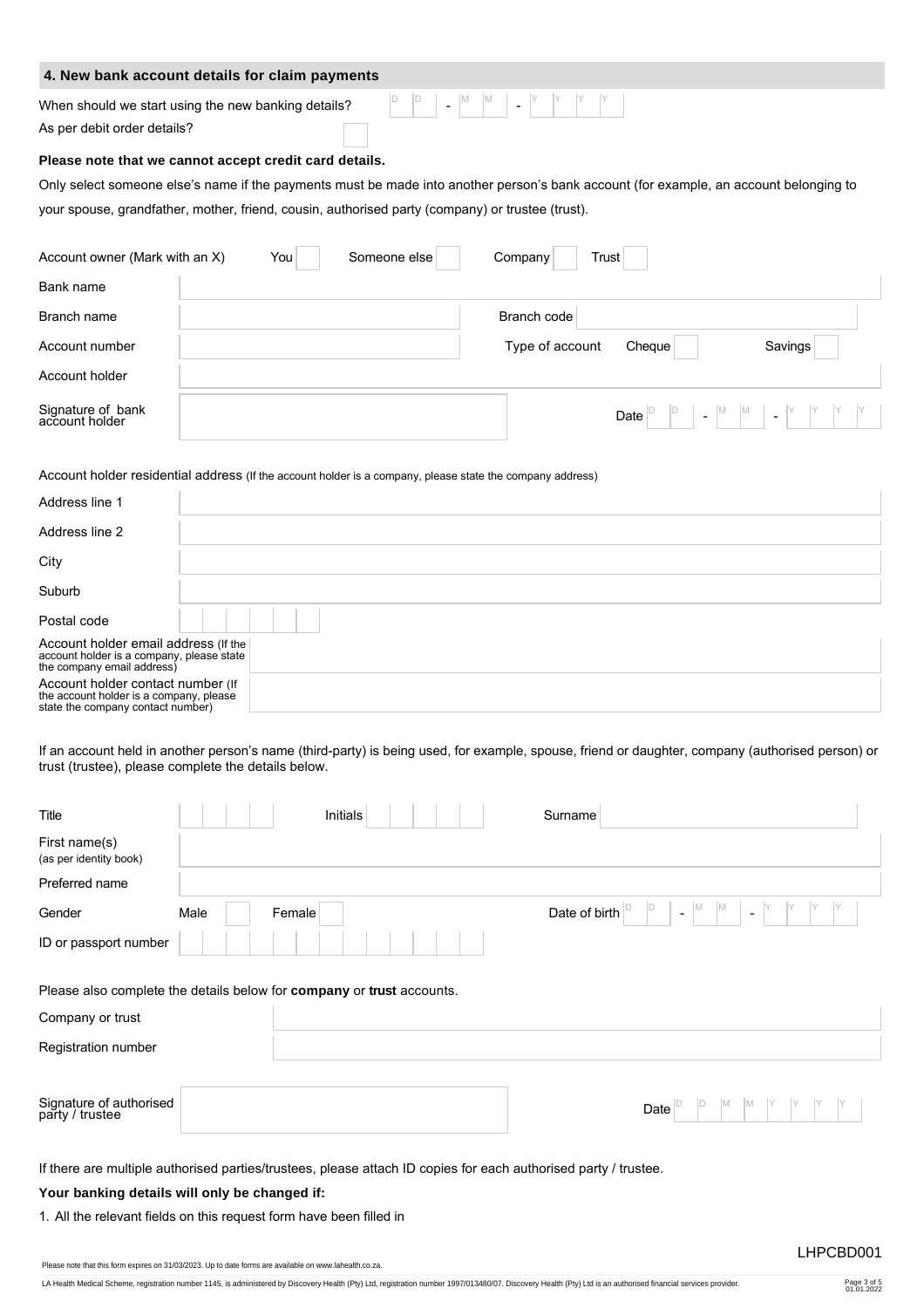## 4. New bank account details for claim payments

When should we start using the new banking details? DD - MM - YYYY

As per debit order details? ☐

**Please note that we cannot accept credit card details.**

Only select someone else's name if the payments must be made into another person's bank account (for example, an account belonging to your spouse, grandfather, mother, friend, cousin, authorised party (company) or trustee (trust).

| | | | |
|---|---|---|---|
| Account owner (Mark with an X) | You ☐ Someone else ☐ | Company ☐ Trust ☐ | |
| Bank name | | | |
| Branch name | | Branch code | |
| Account number | | Type of account | Cheque ☐ Savings ☐ |
| Account holder | | | |
| Signature of bank account holder | | Date | DD - MM - YYYY |

Account holder residential address (If the account holder is a company, please state the company address)

| | |
|---|---|
| Address line 1 | |
| Address line 2 | |
| City | |
| Suburb | |
| Postal code | |
| Account holder email address (If the account holder is a company, please state the company email address) | |
| Account holder contact number (If the account holder is a company, please state the company contact number) | |

If an account held in another person's name (third-party) is being used, for example, spouse, friend or daughter, company (authorised person) or trust (trustee), please complete the details below.

| | | | |
|---|---|---|---|
| Title | Initials | Surname | |
| First name(s) (as per identity book) | | | |
| Preferred name | | | |
| Gender | Male ☐ Female ☐ | Date of birth | DD - MM - YYYY |
| ID or passport number | | | |

Please also complete the details below for **company** or **trust** accounts.

| | | | |
|---|---|---|---|
| Company or trust | | | |
| Registration number | | | |
| Signature of authorised party / trustee | | Date | DD MM YYYY |

If there are multiple authorised parties/trustees, please attach ID copies for each authorised party / trustee.

**Your banking details will only be changed if:**

1. All the relevant fields on this request form have been filled in

LHPCBD001

Please note that this form expires on 31/03/2023. Up to date forms are available on www.lahealth.co.za.

LA Health Medical Scheme, registration number 1145, is administered by Discovery Health (Pty) Ltd, registration number 1997/013480/07. Discovery Health (Pty) Ltd is an authorised financial services provider.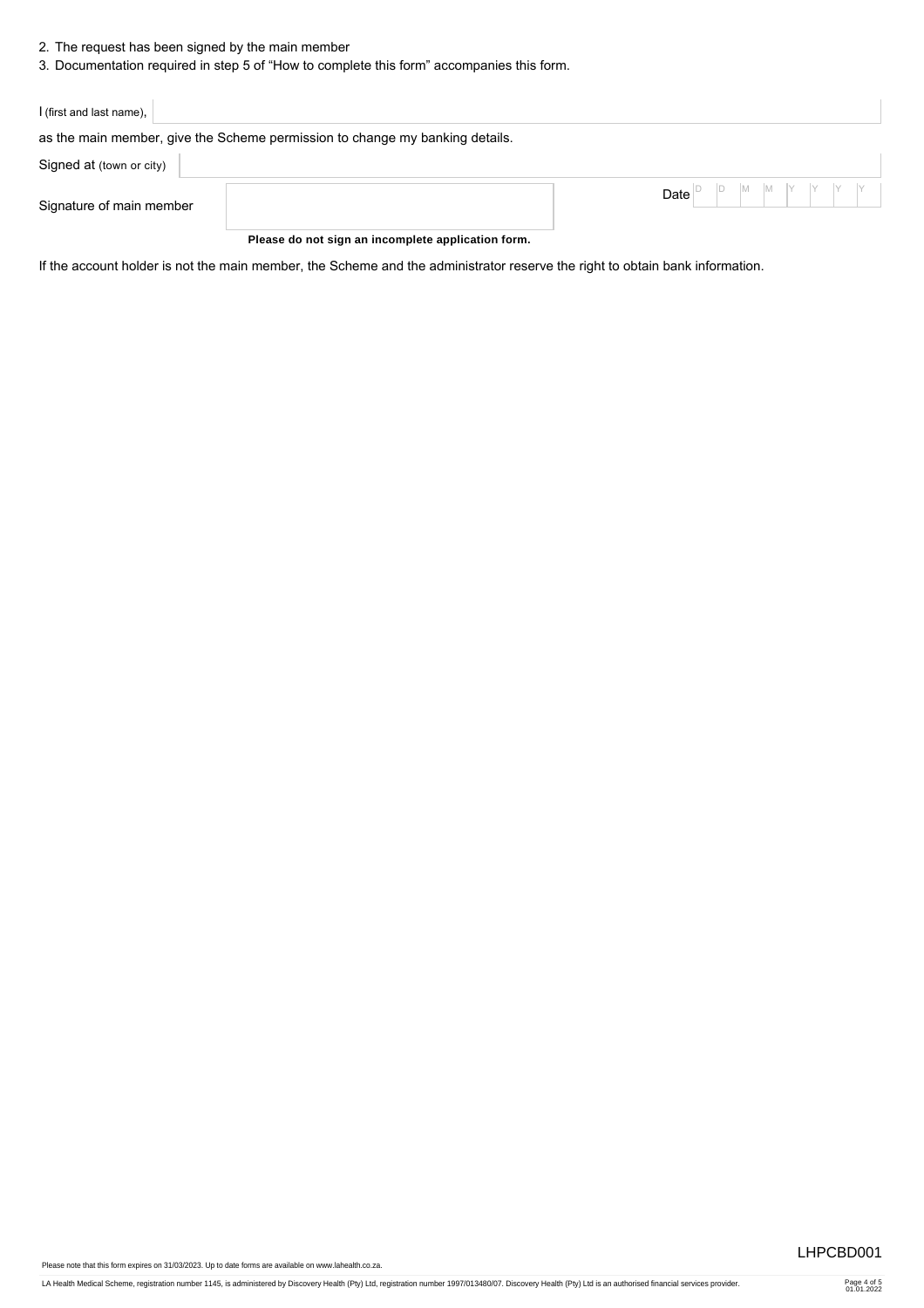2. The request has been signed by the main member
3. Documentation required in step 5 of "How to complete this form" accompanies this form.

I (first and last name), ______________________________

as the main member, give the Scheme permission to change my banking details.

Signed at (town or city) ______________________________

Signature of main member ______________________________ Date D D M M Y Y Y Y

**Please do not sign an incomplete application form.**

If the account holder is not the main member, the Scheme and the administrator reserve the right to obtain bank information.

Please note that this form expires on 31/03/2023. Up to date forms are available on www.lahealth.co.za.

LHPCBD001

LA Health Medical Scheme, registration number 1145, is administered by Discovery Health (Pty) Ltd, registration number 1997/013480/07. Discovery Health (Pty) Ltd is an authorised financial services provider.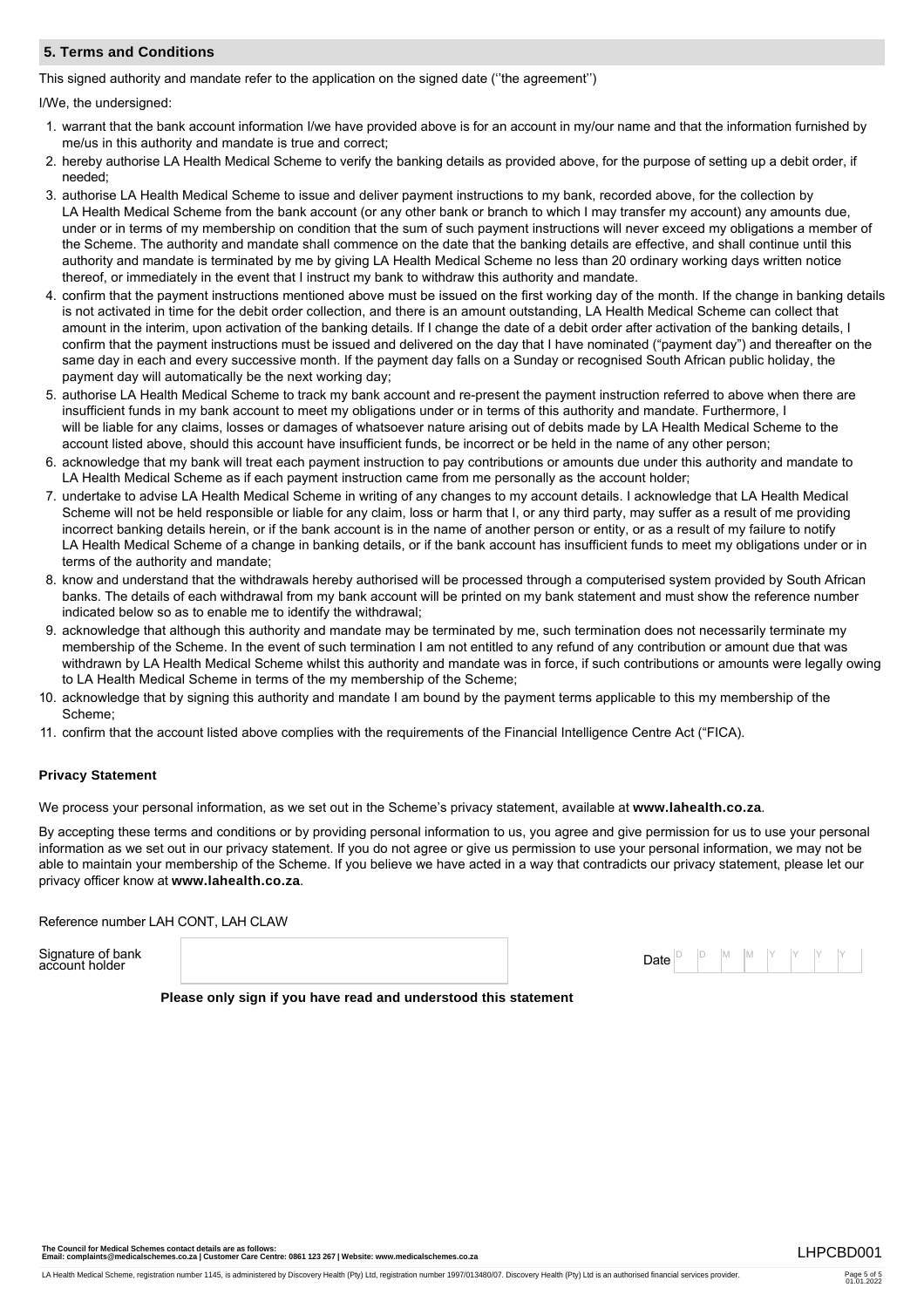## 5. Terms and Conditions

This signed authority and mandate refer to the application on the signed date (''the agreement'')

I/We, the undersigned:

1. warrant that the bank account information I/we have provided above is for an account in my/our name and that the information furnished by me/us in this authority and mandate is true and correct;
2. hereby authorise LA Health Medical Scheme to verify the banking details as provided above, for the purpose of setting up a debit order, if needed;
3. authorise LA Health Medical Scheme to issue and deliver payment instructions to my bank, recorded above, for the collection by LA Health Medical Scheme from the bank account (or any other bank or branch to which I may transfer my account) any amounts due, under or in terms of my membership on condition that the sum of such payment instructions will never exceed my obligations a member of the Scheme. The authority and mandate shall commence on the date that the banking details are effective, and shall continue until this authority and mandate is terminated by me by giving LA Health Medical Scheme no less than 20 ordinary working days written notice thereof, or immediately in the event that I instruct my bank to withdraw this authority and mandate.
4. confirm that the payment instructions mentioned above must be issued on the first working day of the month. If the change in banking details is not activated in time for the debit order collection, and there is an amount outstanding, LA Health Medical Scheme can collect that amount in the interim, upon activation of the banking details. If I change the date of a debit order after activation of the banking details, I confirm that the payment instructions must be issued and delivered on the day that I have nominated ("payment day") and thereafter on the same day in each and every successive month. If the payment day falls on a Sunday or recognised South African public holiday, the payment day will automatically be the next working day;
5. authorise LA Health Medical Scheme to track my bank account and re-present the payment instruction referred to above when there are insufficient funds in my bank account to meet my obligations under or in terms of this authority and mandate. Furthermore, I will be liable for any claims, losses or damages of whatsoever nature arising out of debits made by LA Health Medical Scheme to the account listed above, should this account have insufficient funds, be incorrect or be held in the name of any other person;
6. acknowledge that my bank will treat each payment instruction to pay contributions or amounts due under this authority and mandate to LA Health Medical Scheme as if each payment instruction came from me personally as the account holder;
7. undertake to advise LA Health Medical Scheme in writing of any changes to my account details. I acknowledge that LA Health Medical Scheme will not be held responsible or liable for any claim, loss or harm that I, or any third party, may suffer as a result of me providing incorrect banking details herein, or if the bank account is in the name of another person or entity, or as a result of my failure to notify LA Health Medical Scheme of a change in banking details, or if the bank account has insufficient funds to meet my obligations under or in terms of the authority and mandate;
8. know and understand that the withdrawals hereby authorised will be processed through a computerised system provided by South African banks. The details of each withdrawal from my bank account will be printed on my bank statement and must show the reference number indicated below so as to enable me to identify the withdrawal;
9. acknowledge that although this authority and mandate may be terminated by me, such termination does not necessarily terminate my membership of the Scheme. In the event of such termination I am not entitled to any refund of any contribution or amount due that was withdrawn by LA Health Medical Scheme whilst this authority and mandate was in force, if such contributions or amounts were legally owing to LA Health Medical Scheme in terms of the my membership of the Scheme;
10. acknowledge that by signing this authority and mandate I am bound by the payment terms applicable to this my membership of the Scheme;
11. confirm that the account listed above complies with the requirements of the Financial Intelligence Centre Act ("FICA).

**Privacy Statement**

We process your personal information, as we set out in the Scheme's privacy statement, available at **www.lahealth.co.za**.

By accepting these terms and conditions or by providing personal information to us, you agree and give permission for us to use your personal information as we set out in our privacy statement. If you do not agree or give us permission to use your personal information, we may not be able to maintain your membership of the Scheme. If you believe we have acted in a way that contradicts our privacy statement, please let our privacy officer know at **www.lahealth.co.za**.

Reference number LAH CONT, LAH CLAW

Signature of bank account holder

Date D D M M Y Y Y Y

**Please only sign if you have read and understood this statement**

**The Council for Medical Schemes contact details are as follows:**
**Email: complaints@medicalschemes.co.za | Customer Care Centre: 0861 123 267 | Website: www.medicalschemes.co.za**

LHPCBD001

LA Health Medical Scheme, registration number 1145, is administered by Discovery Health (Pty) Ltd, registration number 1997/013480/07. Discovery Health (Pty) Ltd is an authorised financial services provider.

01.01.2022